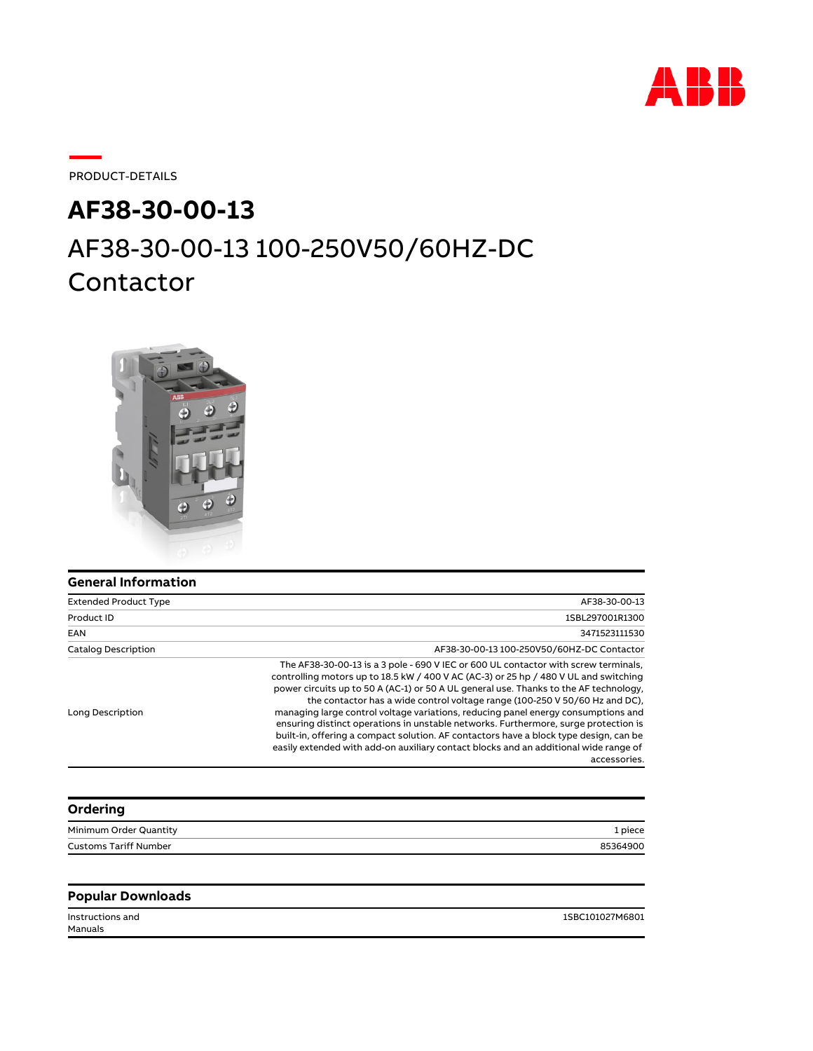PRODUCT-DETAILS

# AF38-30-00-13

## AF38-30-00-13 100-250V50/60HZ-DC Contactor

## General Information

| | |
|---|---|
| Extended Product Type | AF38-30-00-13 |
| Product ID | 1SBL297001R1300 |
| EAN | 3471523111530 |
| Catalog Description | AF38-30-00-13 100-250V50/60HZ-DC Contactor |
| Long Description | The AF38-30-00-13 is a 3 pole - 690 V IEC or 600 UL contactor with screw terminals, controlling motors up to 18.5 kW / 400 V AC (AC-3) or 25 hp / 480 V UL and switching power circuits up to 50 A (AC-1) or 50 A UL general use. Thanks to the AF technology, the contactor has a wide control voltage range (100-250 V 50/60 Hz and DC), managing large control voltage variations, reducing panel energy consumptions and ensuring distinct operations in unstable networks. Furthermore, surge protection is built-in, offering a compact solution. AF contactors have a block type design, can be easily extended with add-on auxiliary contact blocks and an additional wide range of accessories. |

## Ordering

| | |
|---|---|
| Minimum Order Quantity | 1 piece |
| Customs Tariff Number | 85364900 |

## Popular Downloads

| | |
|---|---|
| Instructions and Manuals | 1SBC101027M6801 |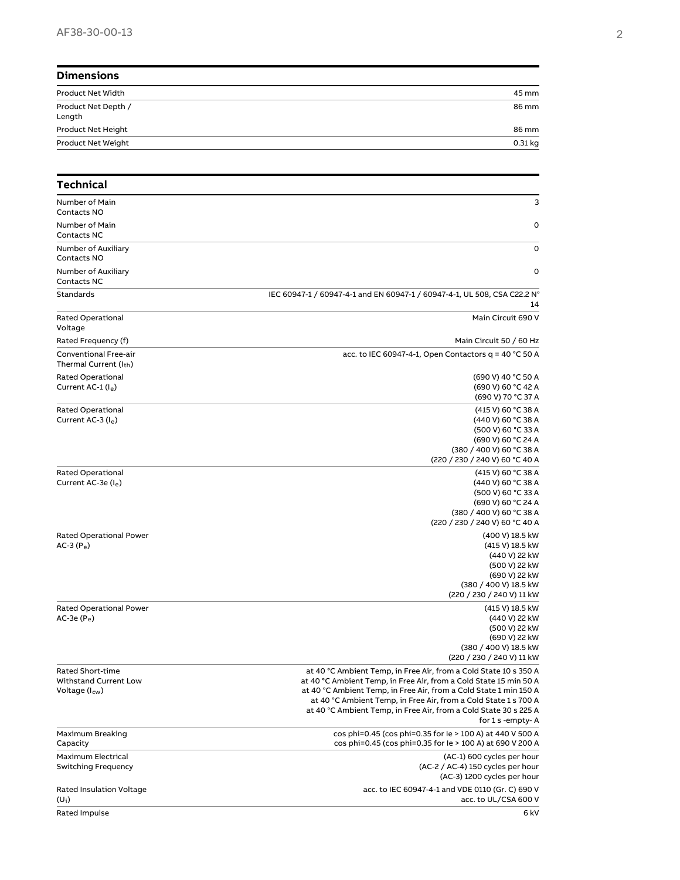## Dimensions

| | |
|---|---|
| Product Net Width | 45 mm |
| Product Net Depth / Length | 86 mm |
| Product Net Height | 86 mm |
| Product Net Weight | 0.31 kg |

## Technical

| | |
|---|---|
| Number of Main Contacts NO | 3 |
| Number of Main Contacts NC | 0 |
| Number of Auxiliary Contacts NO | 0 |
| Number of Auxiliary Contacts NC | 0 |
| Standards | IEC 60947-1 / 60947-4-1 and EN 60947-1 / 60947-4-1, UL 508, CSA C22.2 N° 14 |
| Rated Operational Voltage | Main Circuit 690 V |
| Rated Frequency (f) | Main Circuit 50 / 60 Hz |
| Conventional Free-air Thermal Current ($I_{th}$) | acc. to IEC 60947-4-1, Open Contactors q = 40 °C 50 A |
| Rated Operational Current AC-1 ($I_e$) | (690 V) 40 °C 50 A<br>(690 V) 60 °C 42 A<br>(690 V) 70 °C 37 A |
| Rated Operational Current AC-3 ($I_e$) | (415 V) 60 °C 38 A<br>(440 V) 60 °C 38 A<br>(500 V) 60 °C 33 A<br>(690 V) 60 °C 24 A<br>(380 / 400 V) 60 °C 38 A<br>(220 / 230 / 240 V) 60 °C 40 A |
| Rated Operational Current AC-3e ($I_e$) | (415 V) 60 °C 38 A<br>(440 V) 60 °C 38 A<br>(500 V) 60 °C 33 A<br>(690 V) 60 °C 24 A<br>(380 / 400 V) 60 °C 38 A<br>(220 / 230 / 240 V) 60 °C 40 A |
| Rated Operational Power AC-3 ($P_e$) | (400 V) 18.5 kW<br>(415 V) 18.5 kW<br>(440 V) 22 kW<br>(500 V) 22 kW<br>(690 V) 22 kW<br>(380 / 400 V) 18.5 kW<br>(220 / 230 / 240 V) 11 kW |
| Rated Operational Power AC-3e ($P_e$) | (415 V) 18.5 kW<br>(440 V) 22 kW<br>(500 V) 22 kW<br>(690 V) 22 kW<br>(380 / 400 V) 18.5 kW<br>(220 / 230 / 240 V) 11 kW |
| Rated Short-time Withstand Current Low Voltage ($I_{cw}$) | at 40 °C Ambient Temp, in Free Air, from a Cold State 10 s 350 A<br>at 40 °C Ambient Temp, in Free Air, from a Cold State 15 min 50 A<br>at 40 °C Ambient Temp, in Free Air, from a Cold State 1 min 150 A<br>at 40 °C Ambient Temp, in Free Air, from a Cold State 1 s 700 A<br>at 40 °C Ambient Temp, in Free Air, from a Cold State 30 s 225 A<br>for 1 s -empty- A |
| Maximum Breaking Capacity | cos phi=0.45 (cos phi=0.35 for Ie > 100 A) at 440 V 500 A<br>cos phi=0.45 (cos phi=0.35 for Ie > 100 A) at 690 V 200 A |
| Maximum Electrical Switching Frequency | (AC-1) 600 cycles per hour<br>(AC-2 / AC-4) 150 cycles per hour<br>(AC-3) 1200 cycles per hour |
| Rated Insulation Voltage ($U_i$) | acc. to IEC 60947-4-1 and VDE 0110 (Gr. C) 690 V<br>acc. to UL/CSA 600 V |
| Rated Impulse | 6 kV |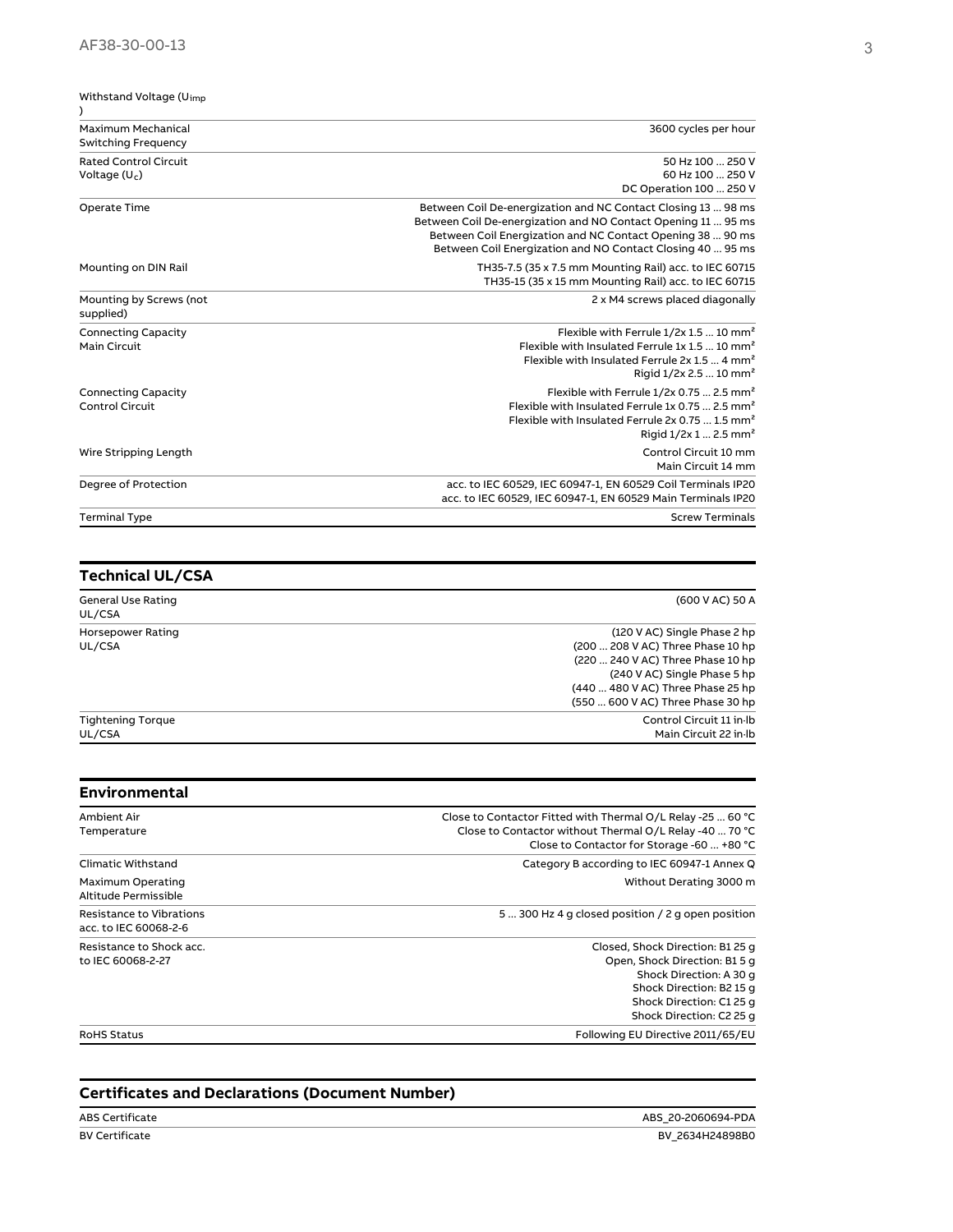| | |
|---|---|
| Withstand Voltage ($U_{imp}$ ) | |
| Maximum Mechanical Switching Frequency | 3600 cycles per hour |
| Rated Control Circuit Voltage ($U_c$) | 50 Hz 100 ... 250 V<br>60 Hz 100 ... 250 V<br>DC Operation 100 ... 250 V |
| Operate Time | Between Coil De-energization and NC Contact Closing 13 ... 98 ms<br>Between Coil De-energization and NO Contact Opening 11 ... 95 ms<br>Between Coil Energization and NC Contact Opening 38 ... 90 ms<br>Between Coil Energization and NO Contact Closing 40 ... 95 ms |
| Mounting on DIN Rail | TH35-7.5 (35 x 7.5 mm Mounting Rail) acc. to IEC 60715<br>TH35-15 (35 x 15 mm Mounting Rail) acc. to IEC 60715 |
| Mounting by Screws (not supplied) | 2 x M4 screws placed diagonally |
| Connecting Capacity Main Circuit | Flexible with Ferrule 1/2x 1.5 ... 10 mm²<br>Flexible with Insulated Ferrule 1x 1.5 ... 10 mm²<br>Flexible with Insulated Ferrule 2x 1.5 ... 4 mm²<br>Rigid 1/2x 2.5 ... 10 mm² |
| Connecting Capacity Control Circuit | Flexible with Ferrule 1/2x 0.75 ... 2.5 mm²<br>Flexible with Insulated Ferrule 1x 0.75 ... 2.5 mm²<br>Flexible with Insulated Ferrule 2x 0.75 ... 1.5 mm²<br>Rigid 1/2x 1 ... 2.5 mm² |
| Wire Stripping Length | Control Circuit 10 mm<br>Main Circuit 14 mm |
| Degree of Protection | acc. to IEC 60529, IEC 60947-1, EN 60529 Coil Terminals IP20<br>acc. to IEC 60529, IEC 60947-1, EN 60529 Main Terminals IP20 |
| Terminal Type | Screw Terminals |

## Technical UL/CSA

| | |
|---|---|
| General Use Rating UL/CSA | (600 V AC) 50 A |
| Horsepower Rating UL/CSA | (120 V AC) Single Phase 2 hp<br>(200 ... 208 V AC) Three Phase 10 hp<br>(220 ... 240 V AC) Three Phase 10 hp<br>(240 V AC) Single Phase 5 hp<br>(440 ... 480 V AC) Three Phase 25 hp<br>(550 ... 600 V AC) Three Phase 30 hp |
| Tightening Torque UL/CSA | Control Circuit 11 in·lb<br>Main Circuit 22 in·lb |

## Environmental

| | |
|---|---|
| Ambient Air Temperature | Close to Contactor Fitted with Thermal O/L Relay -25 ... 60 °C<br>Close to Contactor without Thermal O/L Relay -40 ... 70 °C<br>Close to Contactor for Storage -60 ... +80 °C |
| Climatic Withstand | Category B according to IEC 60947-1 Annex Q |
| Maximum Operating Altitude Permissible | Without Derating 3000 m |
| Resistance to Vibrations acc. to IEC 60068-2-6 | 5 ... 300 Hz 4 g closed position / 2 g open position |
| Resistance to Shock acc. to IEC 60068-2-27 | Closed, Shock Direction: B1 25 g<br>Open, Shock Direction: B1 5 g<br>Shock Direction: A 30 g<br>Shock Direction: B2 15 g<br>Shock Direction: C1 25 g<br>Shock Direction: C2 25 g |
| RoHS Status | Following EU Directive 2011/65/EU |

## Certificates and Declarations (Document Number)

| | |
|---|---|
| ABS Certificate | ABS_20-2060694-PDA |
| BV Certificate | BV_2634H24898B0 |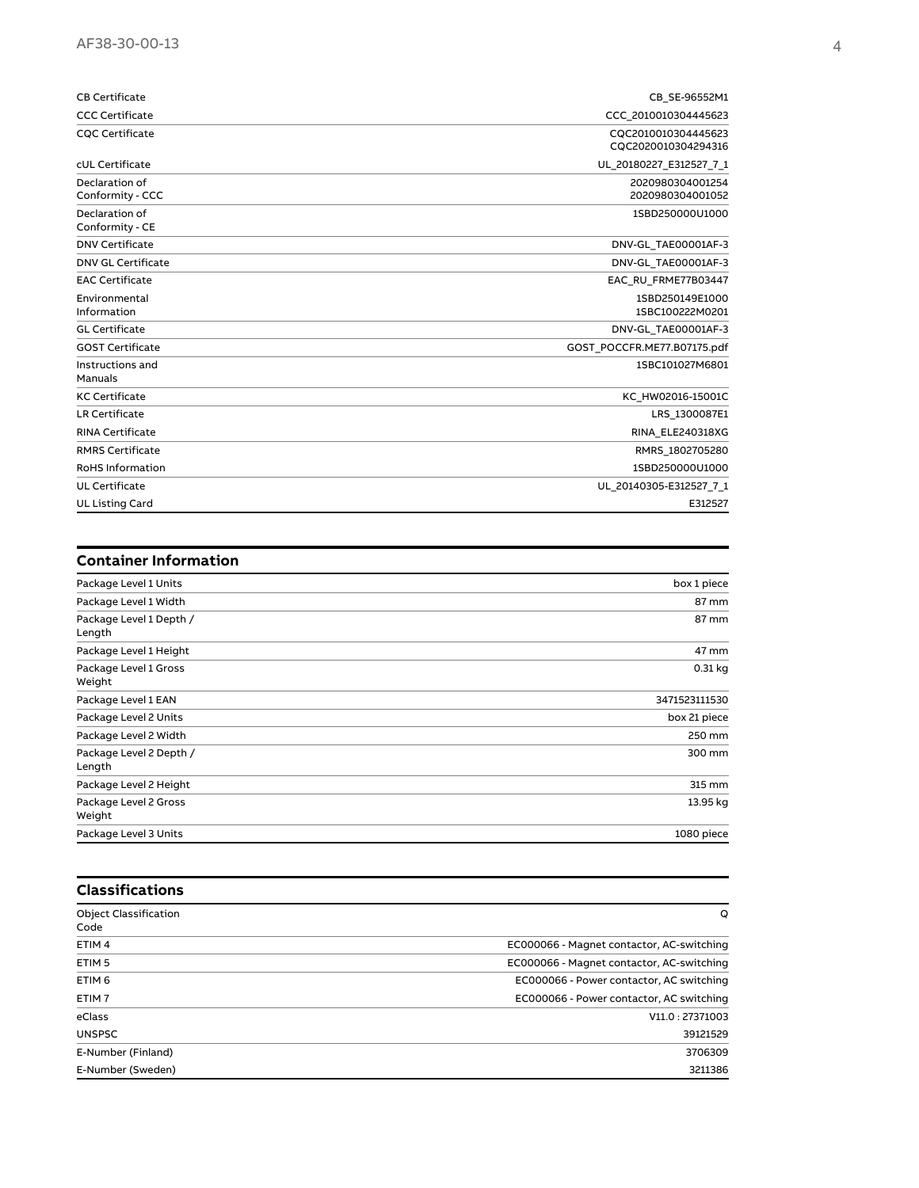| | |
|---|---|
| CB Certificate | CB_SE-96552M1 |
| CCC Certificate | CCC_2010010304445623 |
| CQC Certificate | CQC2010010304445623<br>CQC2020010304294316 |
| cUL Certificate | UL_20180227_E312527_7_1 |
| Declaration of Conformity - CCC | 2020980304001254<br>2020980304001052 |
| Declaration of Conformity - CE | 1SBD250000U1000 |
| DNV Certificate | DNV-GL_TAE00001AF-3 |
| DNV GL Certificate | DNV-GL_TAE00001AF-3 |
| EAC Certificate | EAC_RU_FRME77B03447 |
| Environmental Information | 1SBD250149E1000<br>1SBC100222M0201 |
| GL Certificate | DNV-GL_TAE00001AF-3 |
| GOST Certificate | GOST_POCCFR.ME77.B07175.pdf |
| Instructions and Manuals | 1SBC101027M6801 |
| KC Certificate | KC_HW02016-15001C |
| LR Certificate | LRS_1300087E1 |
| RINA Certificate | RINA_ELE240318XG |
| RMRS Certificate | RMRS_1802705280 |
| RoHS Information | 1SBD250000U1000 |
| UL Certificate | UL_20140305-E312527_7_1 |
| UL Listing Card | E312527 |

## Container Information

| | |
|---|---|
| Package Level 1 Units | box 1 piece |
| Package Level 1 Width | 87 mm |
| Package Level 1 Depth / Length | 87 mm |
| Package Level 1 Height | 47 mm |
| Package Level 1 Gross Weight | 0.31 kg |
| Package Level 1 EAN | 3471523111530 |
| Package Level 2 Units | box 21 piece |
| Package Level 2 Width | 250 mm |
| Package Level 2 Depth / Length | 300 mm |
| Package Level 2 Height | 315 mm |
| Package Level 2 Gross Weight | 13.95 kg |
| Package Level 3 Units | 1080 piece |

## Classifications

| | |
|---|---|
| Object Classification Code | Q |
| ETIM 4 | EC000066 - Magnet contactor, AC-switching |
| ETIM 5 | EC000066 - Magnet contactor, AC-switching |
| ETIM 6 | EC000066 - Power contactor, AC switching |
| ETIM 7 | EC000066 - Power contactor, AC switching |
| eClass | V11.0 : 27371003 |
| UNSPSC | 39121529 |
| E-Number (Finland) | 3706309 |
| E-Number (Sweden) | 3211386 |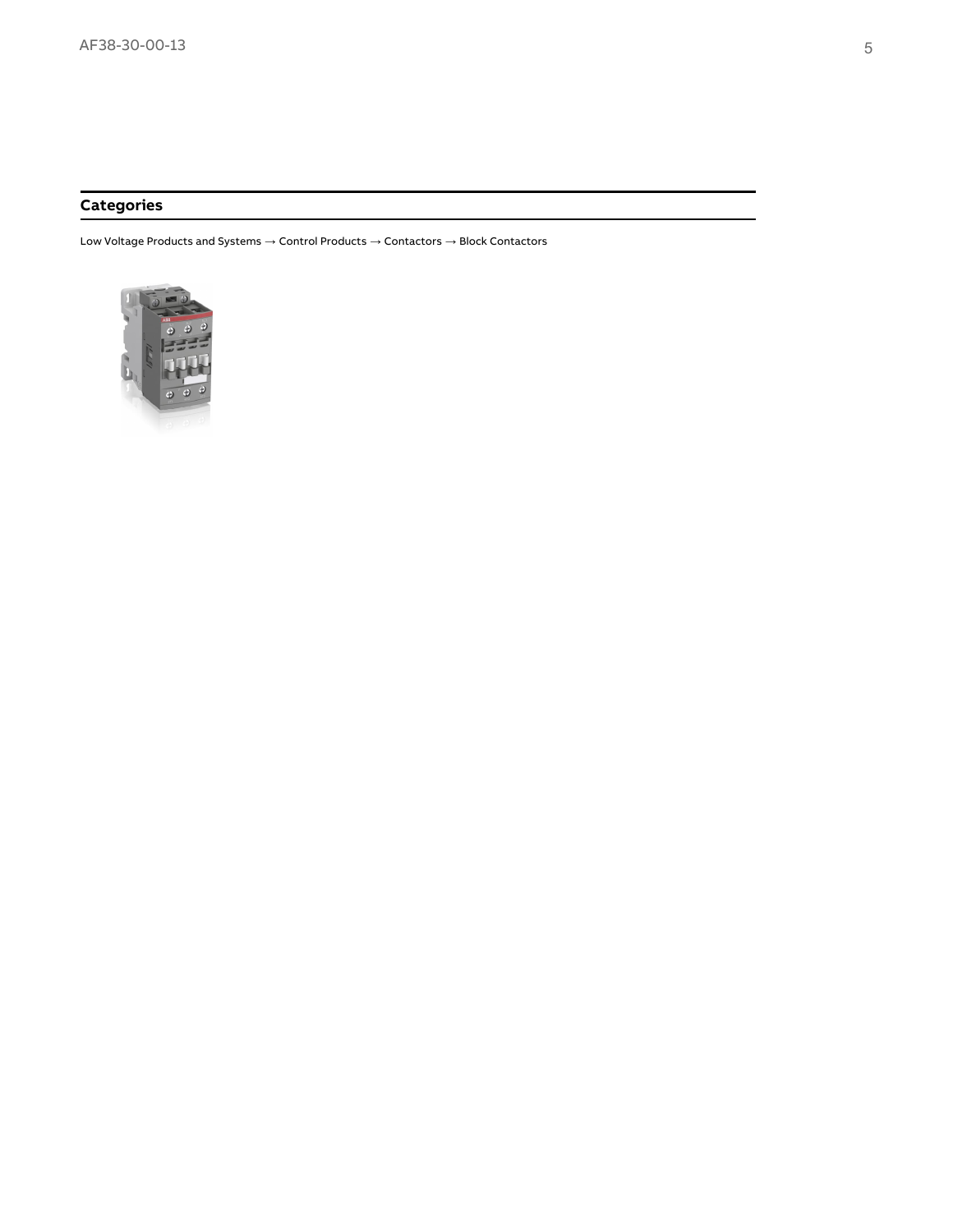## Categories

Low Voltage Products and Systems → Control Products → Contactors → Block Contactors